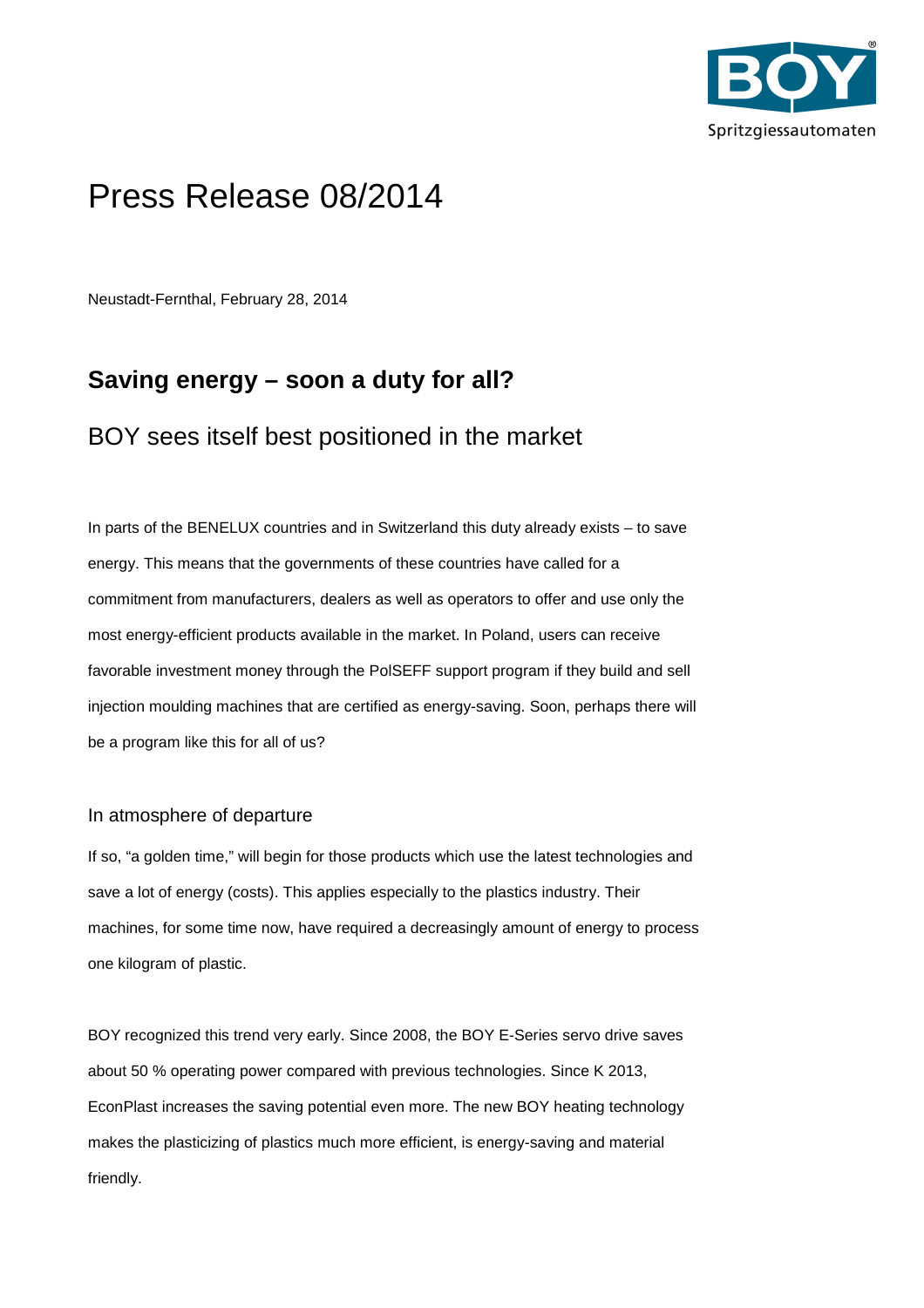# Press Release 08/2014

Neustadt-Fernthal, February 28, 2014

## Saving energy – soon a duty for all?

## BOY sees itself best positioned in the market

In parts of the BENELUX countries and in Switzerland this duty already exists – to save energy. This means that the governments of these countries have called for a commitment from manufacturers, dealers as well as operators to offer and use only the most energy-efficient products available in the market. In Poland, users can receive favorable investment money through the PolSEFF support program if they build and sell injection moulding machines that are certified as energy-saving. Soon, perhaps there will be a program like this for all of us?

### In atmosphere of departure

If so, "a golden time," will begin for those products which use the latest technologies and save a lot of energy (costs). This applies especially to the plastics industry. Their machines, for some time now, have required a decreasingly amount of energy to process one kilogram of plastic.

BOY recognized this trend very early. Since 2008, the BOY E-Series servo drive saves about 50 % operating power compared with previous technologies. Since K 2013, EconPlast increases the saving potential even more. The new BOY heating technology makes the plasticizing of plastics much more efficient, is energy-saving and material friendly.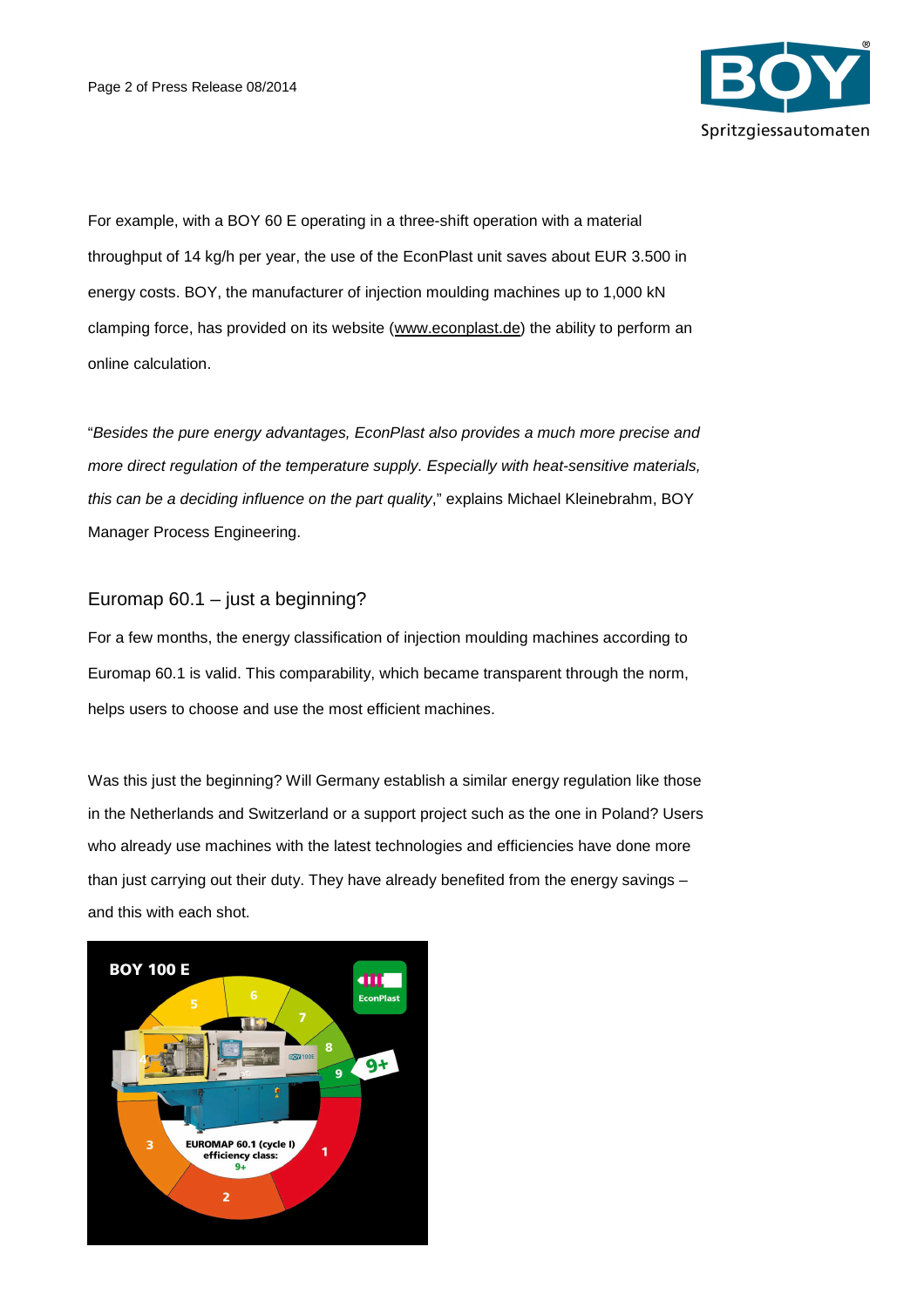For example, with a BOY 60 E operating in a three-shift operation with a material throughput of 14 kg/h per year, the use of the EconPlast unit saves about EUR 3.500 in energy costs. BOY, the manufacturer of injection moulding machines up to 1,000 kN clamping force, has provided on its website (www.econplast.de) the ability to perform an online calculation.

"*Besides the pure energy advantages, EconPlast also provides a much more precise and more direct regulation of the temperature supply. Especially with heat-sensitive materials, this can be a deciding influence on the part quality*," explains Michael Kleinebrahm, BOY Manager Process Engineering.

## Euromap 60.1 – just a beginning?

For a few months, the energy classification of injection moulding machines according to Euromap 60.1 is valid. This comparability, which became transparent through the norm, helps users to choose and use the most efficient machines.

Was this just the beginning? Will Germany establish a similar energy regulation like those in the Netherlands and Switzerland or a support project such as the one in Poland? Users who already use machines with the latest technologies and efficiencies have done more than just carrying out their duty. They have already benefited from the energy savings – and this with each shot.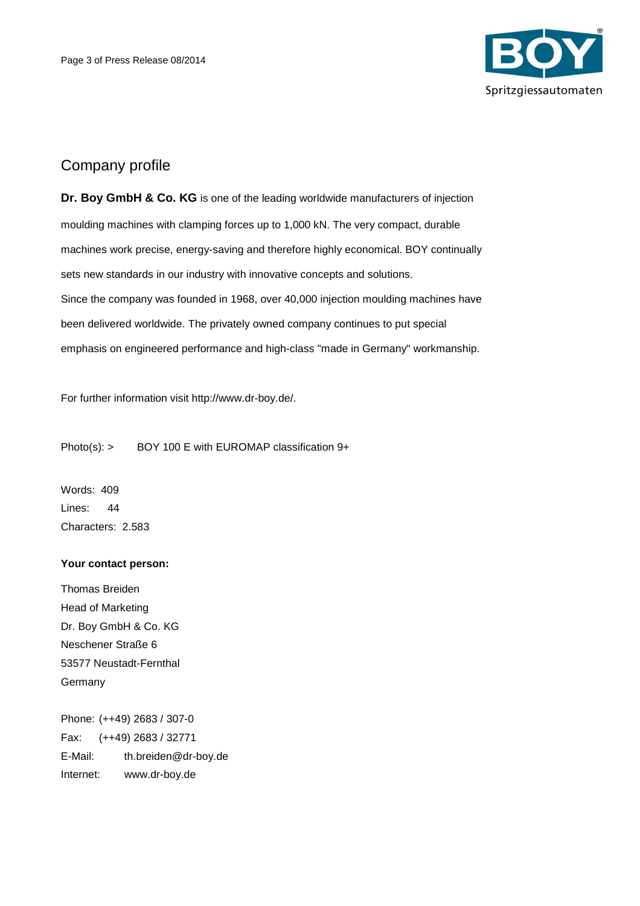## Company profile

**Dr. Boy GmbH & Co. KG** is one of the leading worldwide manufacturers of injection moulding machines with clamping forces up to 1,000 kN. The very compact, durable machines work precise, energy-saving and therefore highly economical. BOY continually sets new standards in our industry with innovative concepts and solutions.
Since the company was founded in 1968, over 40,000 injection moulding machines have been delivered worldwide. The privately owned company continues to put special emphasis on engineered performance and high-class "made in Germany" workmanship.

For further information visit http://www.dr-boy.de/.

Photo(s): > BOY 100 E with EUROMAP classification 9+

Words: 409
Lines: 44
Characters: 2.583

**Your contact person:**

Thomas Breiden
Head of Marketing
Dr. Boy GmbH & Co. KG
Neschener Straße 6
53577 Neustadt-Fernthal
Germany

Phone: (++49) 2683 / 307-0
Fax: (++49) 2683 / 32771
E-Mail: th.breiden@dr-boy.de
Internet: www.dr-boy.de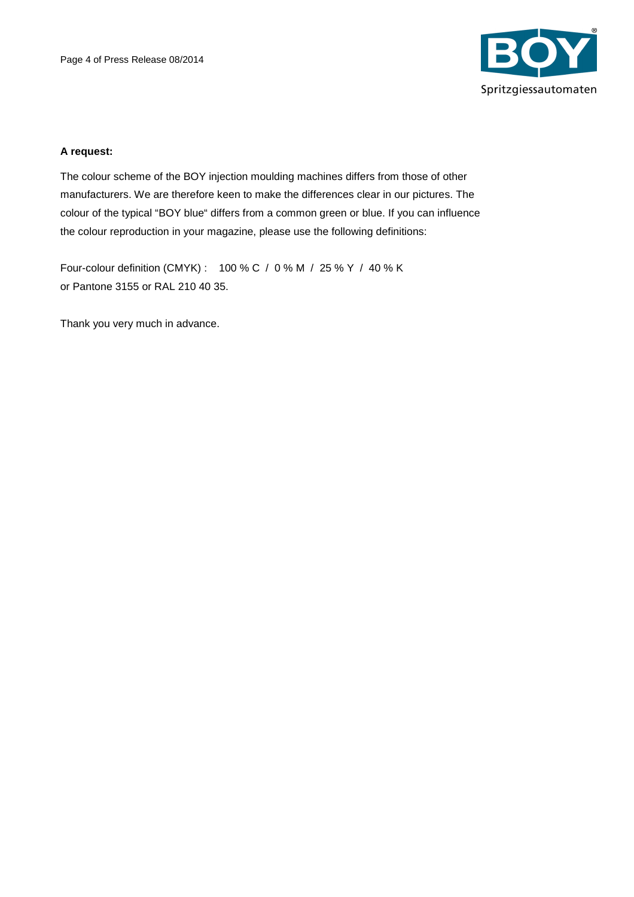**A request:**

The colour scheme of the BOY injection moulding machines differs from those of other manufacturers. We are therefore keen to make the differences clear in our pictures. The colour of the typical "BOY blue" differs from a common green or blue. If you can influence the colour reproduction in your magazine, please use the following definitions:

Four-colour definition (CMYK) : 100 % C / 0 % M / 25 % Y / 40 % K
or Pantone 3155 or RAL 210 40 35.

Thank you very much in advance.